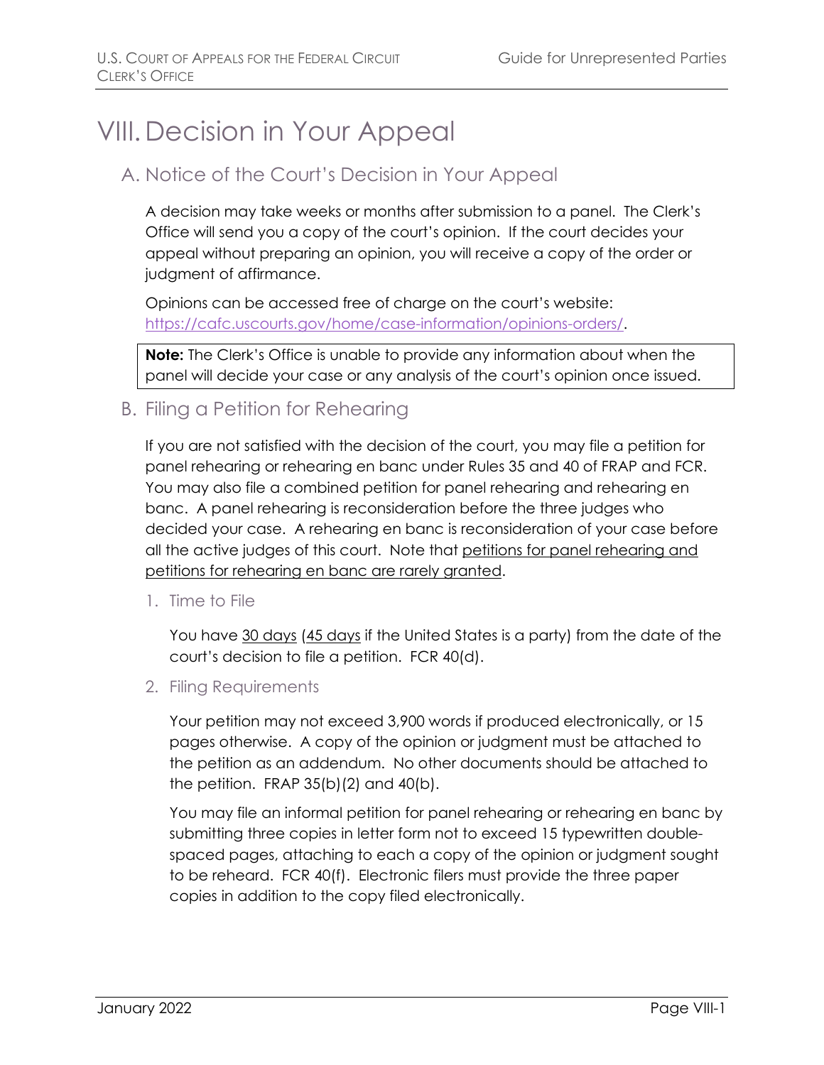# VIII. Decision in Your Appeal

## A. Notice of the Court's Decision in Your Appeal

A decision may take weeks or months after submission to a panel. The Clerk's Office will send you a copy of the court's opinion. If the court decides your appeal without preparing an opinion, you will receive a copy of the order or judgment of affirmance.

Opinions can be accessed free of charge on the court's website: [https://cafc.uscourts.gov/home/case-information/opinions-orders/](https://cafc.uscourts.gov/home/case-information/opinions-orders/).

> **Note:** The Clerk's Office is unable to provide any information about when the panel will decide your case or any analysis of the court's opinion once issued.

## B. Filing a Petition for Rehearing

If you are not satisfied with the decision of the court, you may file a petition for panel rehearing or rehearing en banc under Rules 35 and 40 of FRAP and FCR. You may also file a combined petition for panel rehearing and rehearing en banc. A panel rehearing is reconsideration before the three judges who decided your case. A rehearing en banc is reconsideration of your case before all the active judges of this court. Note that <u>petitions for panel rehearing and petitions for rehearing en banc are rarely granted</u>.

### 1. Time to File

You have <u>30 days</u> (<u>45 days</u> if the United States is a party) from the date of the court's decision to file a petition. FCR 40(d).

### 2. Filing Requirements

Your petition may not exceed 3,900 words if produced electronically, or 15 pages otherwise. A copy of the opinion or judgment must be attached to the petition as an addendum. No other documents should be attached to the petition. FRAP 35(b)(2) and 40(b).

You may file an informal petition for panel rehearing or rehearing en banc by submitting three copies in letter form not to exceed 15 typewritten double-spaced pages, attaching to each a copy of the opinion or judgment sought to be reheard. FCR 40(f). Electronic filers must provide the three paper copies in addition to the copy filed electronically.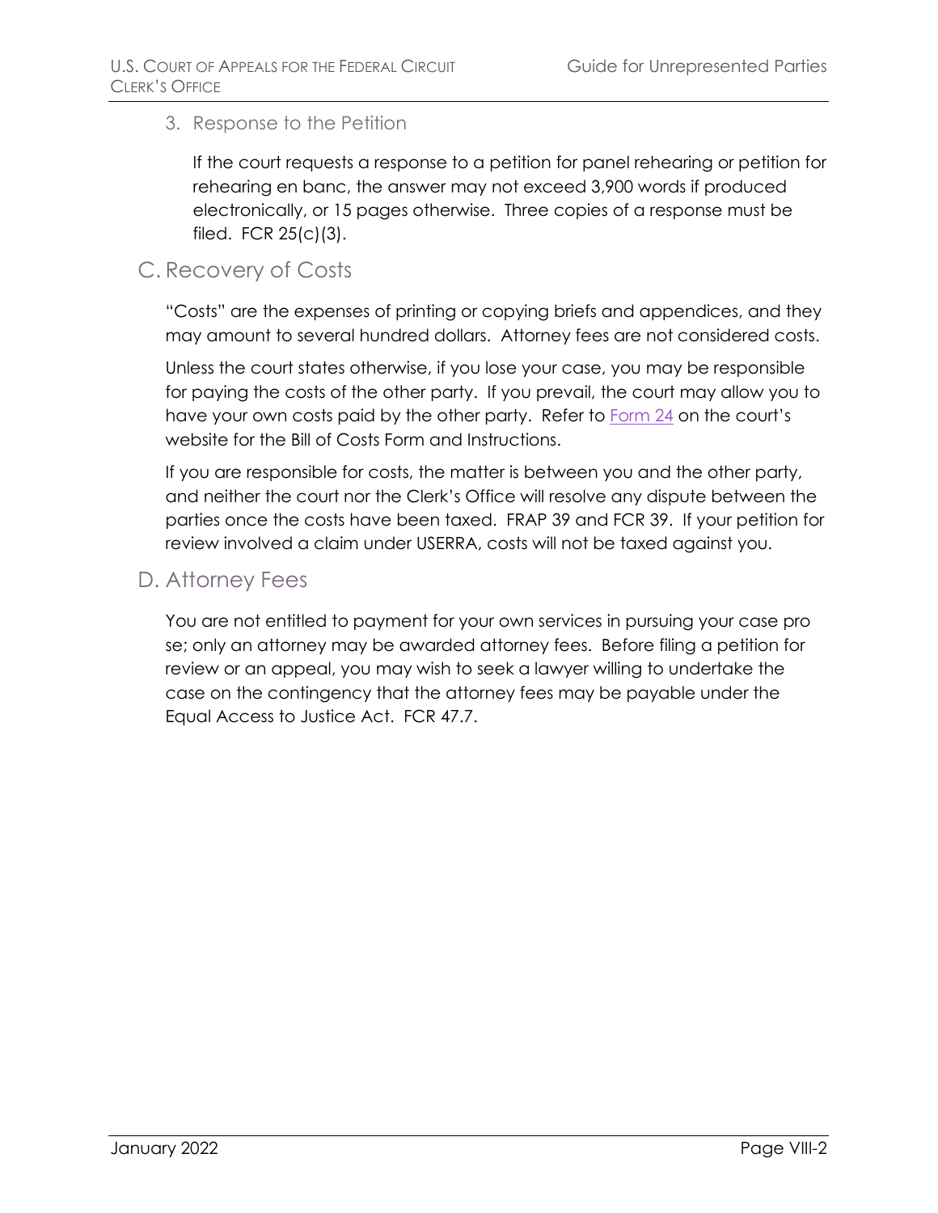### 3. Response to the Petition

If the court requests a response to a petition for panel rehearing or petition for rehearing en banc, the answer may not exceed 3,900 words if produced electronically, or 15 pages otherwise. Three copies of a response must be filed. FCR 25(c)(3).

## C. Recovery of Costs

"Costs" are the expenses of printing or copying briefs and appendices, and they may amount to several hundred dollars. Attorney fees are not considered costs.

Unless the court states otherwise, if you lose your case, you may be responsible for paying the costs of the other party. If you prevail, the court may allow you to have your own costs paid by the other party. Refer to Form 24 on the court's website for the Bill of Costs Form and Instructions.

If you are responsible for costs, the matter is between you and the other party, and neither the court nor the Clerk's Office will resolve any dispute between the parties once the costs have been taxed. FRAP 39 and FCR 39. If your petition for review involved a claim under USERRA, costs will not be taxed against you.

## D. Attorney Fees

You are not entitled to payment for your own services in pursuing your case pro se; only an attorney may be awarded attorney fees. Before filing a petition for review or an appeal, you may wish to seek a lawyer willing to undertake the case on the contingency that the attorney fees may be payable under the Equal Access to Justice Act. FCR 47.7.